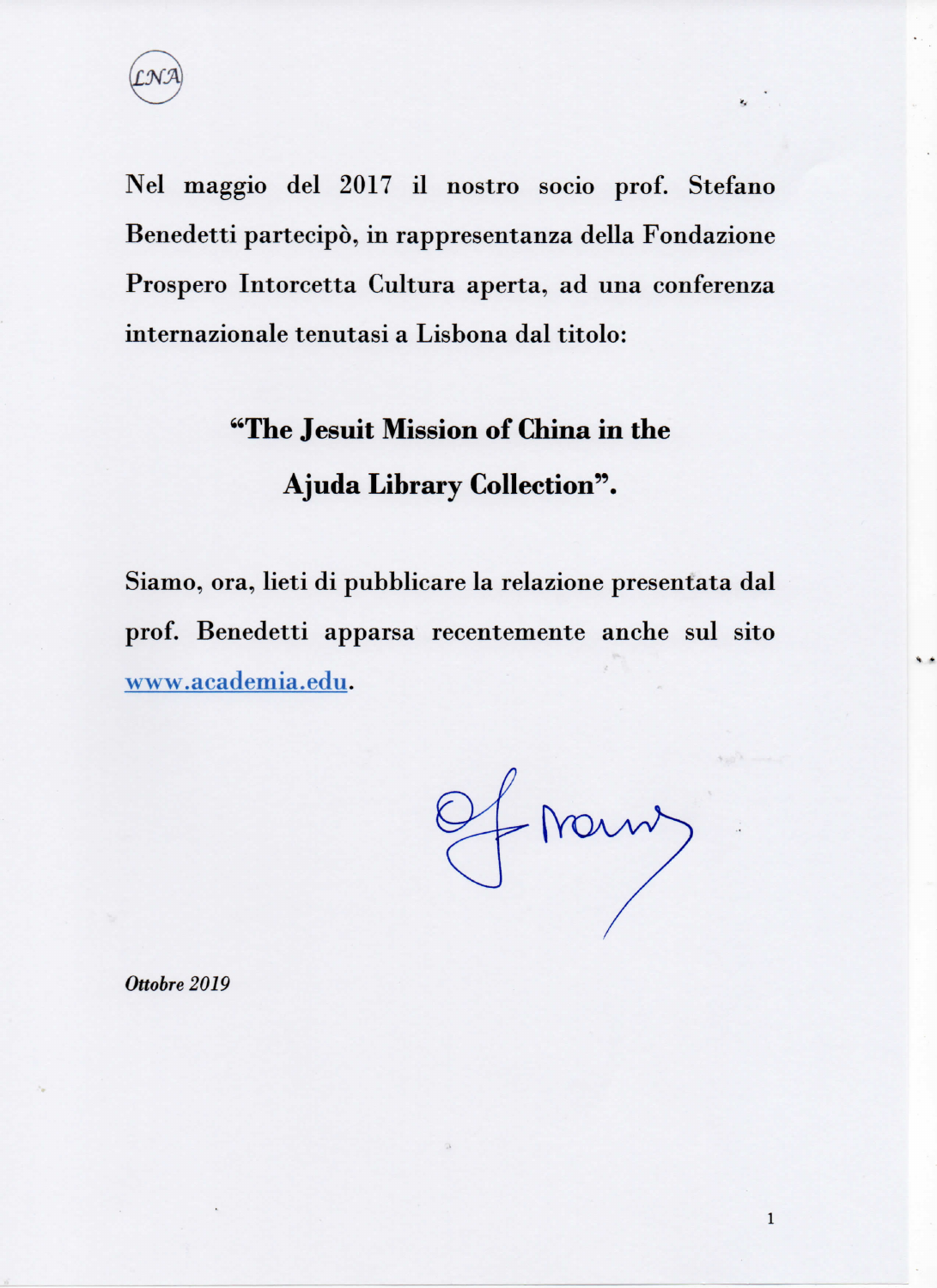Nel maggio del 2017 il nostro socio prof. Stefano Benedetti partecipò, in rappresentanza della Fondazione Prospero Intorcetta Cultura aperta, ad una conferenza internazionale tenutasi a Lisbona dal titolo:

**"The Jesuit Mission of China in the Ajuda Library Collection".**

Siamo, ora, lieti di pubblicare la relazione presentata dal prof. Benedetti apparsa recentemente anche sul sito www.academia.edu.

*Ottobre 2019*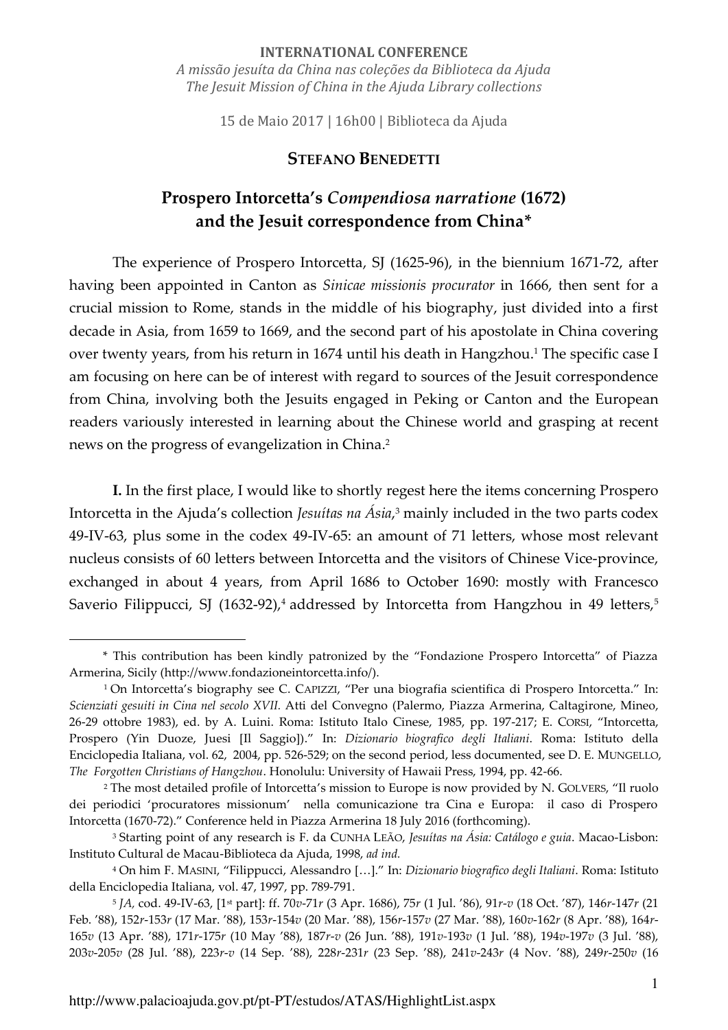**INTERNATIONAL CONFERENCE**
*A missão jesuíta da China nas coleções da Biblioteca da Ajuda*
*The Jesuit Mission of China in the Ajuda Library collections*

15 de Maio 2017 | 16h00 | Biblioteca da Ajuda

**STEFANO BENEDETTI**

# Prospero Intorcetta's *Compendiosa narratione* (1672) and the Jesuit correspondence from China*

The experience of Prospero Intorcetta, SJ (1625-96), in the biennium 1671-72, after having been appointed in Canton as *Sinicae missionis procurator* in 1666, then sent for a crucial mission to Rome, stands in the middle of his biography, just divided into a first decade in Asia, from 1659 to 1669, and the second part of his apostolate in China covering over twenty years, from his return in 1674 until his death in Hangzhou.[1] The specific case I am focusing on here can be of interest with regard to sources of the Jesuit correspondence from China, involving both the Jesuits engaged in Peking or Canton and the European readers variously interested in learning about the Chinese world and grasping at recent news on the progress of evangelization in China.[2]

**I.** In the first place, I would like to shortly regest here the items concerning Prospero Intorcetta in the Ajuda's collection *Jesuítas na Ásia*,[3] mainly included in the two parts codex 49-IV-63, plus some in the codex 49-IV-65: an amount of 71 letters, whose most relevant nucleus consists of 60 letters between Intorcetta and the visitors of Chinese Vice-province, exchanged in about 4 years, from April 1686 to October 1690: mostly with Francesco Saverio Filippucci, SJ (1632-92),[4] addressed by Intorcetta from Hangzhou in 49 letters,[5]

---

\* This contribution has been kindly patronized by the "Fondazione Prospero Intorcetta" of Piazza Armerina, Sicily (http://www.fondazioneintorcetta.info/).

[1] On Intorcetta's biography see C. CAPIZZI, "Per una biografia scientifica di Prospero Intorcetta." In: *Scienziati gesuiti in Cina nel secolo XVII.* Atti del Convegno (Palermo, Piazza Armerina, Caltagirone, Mineo, 26-29 ottobre 1983), ed. by A. Luini. Roma: Istituto Italo Cinese, 1985, pp. 197-217; E. CORSI, "Intorcetta, Prospero (Yin Duoze, Juesi [Il Saggio])." In: *Dizionario biografico degli Italiani*. Roma: Istituto della Enciclopedia Italiana, vol. 62, 2004, pp. 526-529; on the second period, less documented, see D. E. MUNGELLO, *The Forgotten Christians of Hangzhou*. Honolulu: University of Hawaii Press, 1994, pp. 42-66.

[2] The most detailed profile of Intorcetta's mission to Europe is now provided by N. GOLVERS, "Il ruolo dei periodici 'procuratores missionum' nella comunicazione tra Cina e Europa: il caso di Prospero Intorcetta (1670-72)." Conference held in Piazza Armerina 18 July 2016 (forthcoming).

[3] Starting point of any research is F. da CUNHA LEÃO, *Jesuítas na Ásia: Catálogo e guia*. Macao-Lisbon: Instituto Cultural de Macau-Biblioteca da Ajuda, 1998, *ad ind.*

[4] On him F. MASINI, "Filippucci, Alessandro […]." In: *Dizionario biografico degli Italiani*. Roma: Istituto della Enciclopedia Italiana, vol. 47, 1997, pp. 789-791.

[5] *JA*, cod. 49-IV-63, [1st part]: ff. 70*v*-71*r* (3 Apr. 1686), 75*r* (1 Jul. '86), 91*r*-*v* (18 Oct. '87), 146*r*-147*r* (21 Feb. '88), 152*r*-153*r* (17 Mar. '88), 153*r*-154*v* (20 Mar. '88), 156*r*-157*v* (27 Mar. '88), 160*v*-162*r* (8 Apr. '88), 164*r*-165*v* (13 Apr. '88), 171*r*-175*r* (10 May '88), 187*r*-*v* (26 Jun. '88), 191*v*-193*v* (1 Jul. '88), 194*v*-197*v* (3 Jul. '88), 203*v*-205*v* (28 Jul. '88), 223*r*-*v* (14 Sep. '88), 228*r*-231*r* (23 Sep. '88), 241*v*-243*r* (4 Nov. '88), 249*r*-250*v* (16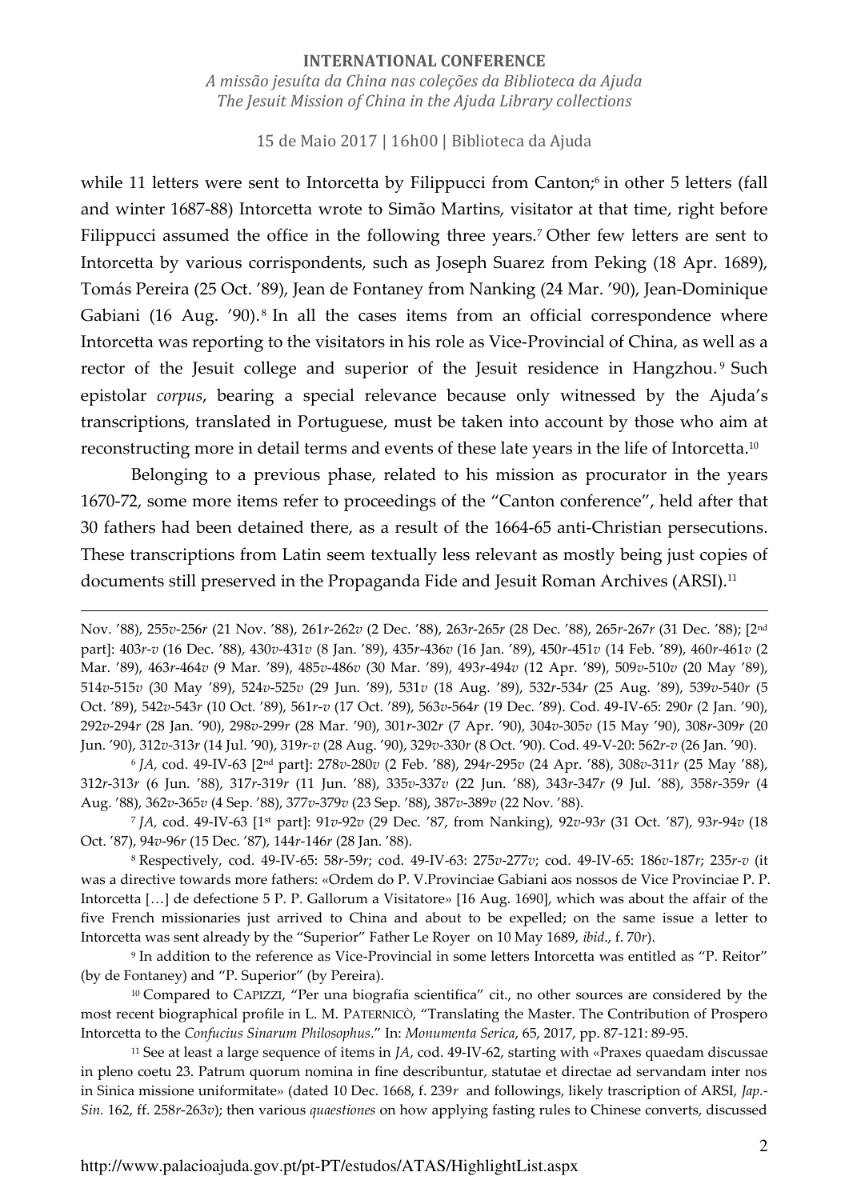while 11 letters were sent to Intorcetta by Filippucci from Canton;[6] in other 5 letters (fall and winter 1687-88) Intorcetta wrote to Simão Martins, visitator at that time, right before Filippucci assumed the office in the following three years.[7] Other few letters are sent to Intorcetta by various corrispondents, such as Joseph Suarez from Peking (18 Apr. 1689), Tomás Pereira (25 Oct. '89), Jean de Fontaney from Nanking (24 Mar. '90), Jean-Dominique Gabiani (16 Aug. '90).[8] In all the cases items from an official correspondence where Intorcetta was reporting to the visitators in his role as Vice-Provincial of China, as well as a rector of the Jesuit college and superior of the Jesuit residence in Hangzhou.[9] Such epistolar *corpus*, bearing a special relevance because only witnessed by the Ajuda's transcriptions, translated in Portuguese, must be taken into account by those who aim at reconstructing more in detail terms and events of these late years in the life of Intorcetta.[10]

Belonging to a previous phase, related to his mission as procurator in the years 1670-72, some more items refer to proceedings of the "Canton conference", held after that 30 fathers had been detained there, as a result of the 1664-65 anti-Christian persecutions. These transcriptions from Latin seem textually less relevant as mostly being just copies of documents still preserved in the Propaganda Fide and Jesuit Roman Archives (ARSI).[11]

---

Nov. '88), 255*v*-256*r* (21 Nov. '88), 261*r*-262*v* (2 Dec. '88), 263*r*-265*r* (28 Dec. '88), 265*r*-267*r* (31 Dec. '88); [2nd part]: 403*r*-*v* (16 Dec. '88), 430*v*-431*v* (8 Jan. '89), 435*r*-436*v* (16 Jan. '89), 450*r*-451*v* (14 Feb. '89), 460*r*-461*v* (2 Mar. '89), 463*r*-464*v* (9 Mar. '89), 485*v*-486*v* (30 Mar. '89), 493*r*-494*v* (12 Apr. '89), 509*v*-510*v* (20 May '89), 514*v*-515*v* (30 May '89), 524*v*-525*v* (29 Jun. '89), 531*v* (18 Aug. '89), 532*r*-534*r* (25 Aug. '89), 539*v*-540*r* (5 Oct. '89), 542*v*-543*r* (10 Oct. '89), 561*r*-*v* (17 Oct. '89), 563*v*-564*r* (19 Dec. '89). Cod. 49-IV-65: 290*r* (2 Jan. '90), 292*v*-294*r* (28 Jan. '90), 298*v*-299*r* (28 Mar. '90), 301*r*-302*r* (7 Apr. '90), 304*v*-305*v* (15 May '90), 308*r*-309*r* (20 Jun. '90), 312*v*-313*r* (14 Jul. '90), 319*r*-*v* (28 Aug. '90), 329*v*-330*r* (8 Oct. '90). Cod. 49-V-20: 562*r*-*v* (26 Jan. '90).

[6] *JA*, cod. 49-IV-63 [2nd part]: 278*v*-280*v* (2 Feb. '88), 294*r*-295*v* (24 Apr. '88), 308*v*-311*r* (25 May '88), 312*r*-313*r* (6 Jun. '88), 317*r*-319*r* (11 Jun. '88), 335*v*-337*v* (22 Jun. '88), 343*r*-347*r* (9 Jul. '88), 358*r*-359*r* (4 Aug. '88), 362*v*-365*v* (4 Sep. '88), 377*v*-379*v* (23 Sep. '88), 387*v*-389*v* (22 Nov. '88).

[7] *JA*, cod. 49-IV-63 [1st part]: 91*v*-92*v* (29 Dec. '87, from Nanking), 92*v*-93*r* (31 Oct. '87), 93*r*-94*v* (18 Oct. '87), 94*v*-96*r* (15 Dec. '87), 144*r*-146*r* (28 Jan. '88).

[8] Respectively, cod. 49-IV-65: 58*r*-59*r*; cod. 49-IV-63: 275*v*-277*v*; cod. 49-IV-65: 186*v*-187*r*; 235*r*-*v* (it was a directive towards more fathers: «Ordem do P. V.Provinciae Gabiani aos nossos de Vice Provinciae P. P. Intorcetta […] de defectione 5 P. P. Gallorum a Visitatore» [16 Aug. 1690], which was about the affair of the five French missionaries just arrived to China and about to be expelled; on the same issue a letter to Intorcetta was sent already by the "Superior" Father Le Royer on 10 May 1689, *ibid.*, f. 70*r*).

[9] In addition to the reference as Vice-Provincial in some letters Intorcetta was entitled as "P. Reitor" (by de Fontaney) and "P. Superior" (by Pereira).

[10] Compared to CAPIZZI, "Per una biografia scientifica" cit., no other sources are considered by the most recent biographical profile in L. M. PATERNICÒ, "Translating the Master. The Contribution of Prospero Intorcetta to the *Confucius Sinarum Philosophus*." In: *Monumenta Serica*, 65, 2017, pp. 87-121: 89-95.

[11] See at least a large sequence of items in *JA*, cod. 49-IV-62, starting with «Praxes quaedam discussae in pleno coetu 23. Patrum quorum nomina in fine describuntur, statutae et directae ad servandam inter nos in Sinica missione uniformitate» (dated 10 Dec. 1668, f. 239*r* and followings, likely trascription of ARSI, *Jap.-Sin.* 162, ff. 258*r*-263*v*); then various *quaestiones* on how applying fasting rules to Chinese converts, discussed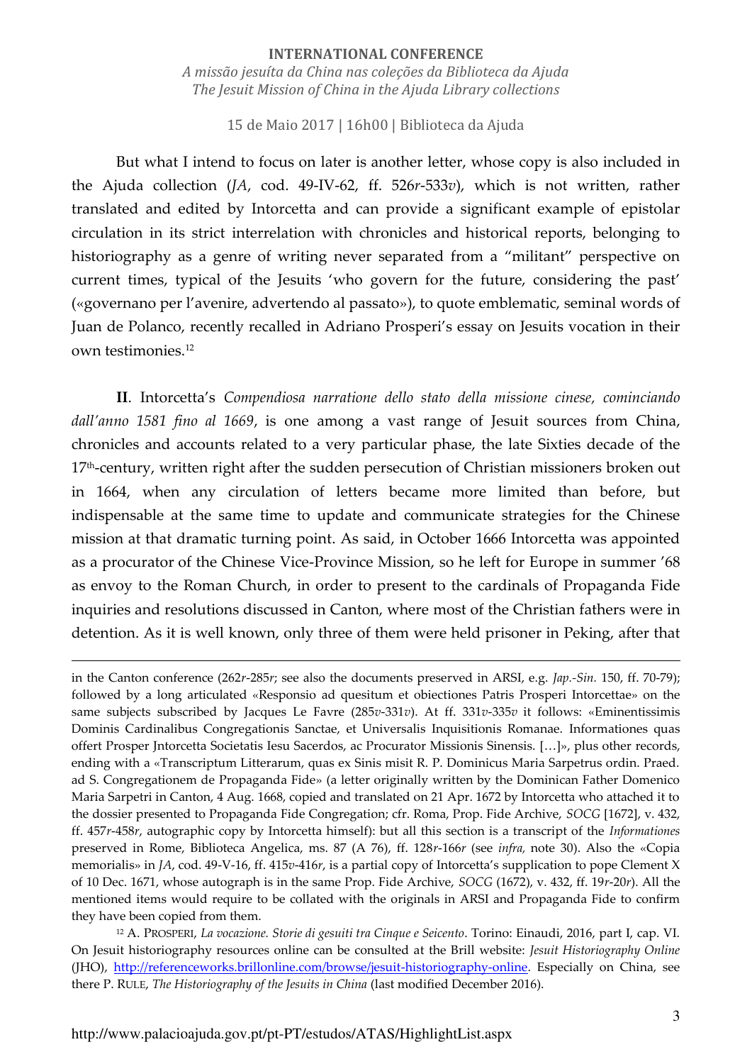But what I intend to focus on later is another letter, whose copy is also included in the Ajuda collection (*JA*, cod. 49-IV-62, ff. 526*r*-533*v*), which is not written, rather translated and edited by Intorcetta and can provide a significant example of epistolar circulation in its strict interrelation with chronicles and historical reports, belonging to historiography as a genre of writing never separated from a "militant" perspective on current times, typical of the Jesuits 'who govern for the future, considering the past' («governano per l'avenire, advertendo al passato»), to quote emblematic, seminal words of Juan de Polanco, recently recalled in Adriano Prosperi's essay on Jesuits vocation in their own testimonies.[12]

**II**. Intorcetta's *Compendiosa narratione dello stato della missione cinese, cominciando dall'anno 1581 fino al 1669*, is one among a vast range of Jesuit sources from China, chronicles and accounts related to a very particular phase, the late Sixties decade of the 17th-century, written right after the sudden persecution of Christian missioners broken out in 1664, when any circulation of letters became more limited than before, but indispensable at the same time to update and communicate strategies for the Chinese mission at that dramatic turning point. As said, in October 1666 Intorcetta was appointed as a procurator of the Chinese Vice-Province Mission, so he left for Europe in summer '68 as envoy to the Roman Church, in order to present to the cardinals of Propaganda Fide inquiries and resolutions discussed in Canton, where most of the Christian fathers were in detention. As it is well known, only three of them were held prisoner in Peking, after that

---

in the Canton conference (262*r*-285*r*; see also the documents preserved in ARSI, e.g. *Jap.-Sin.* 150, ff. 70-79); followed by a long articulated «Responsio ad quesitum et obiectiones Patris Prosperi Intorcettae» on the same subjects subscribed by Jacques Le Favre (285*v*-331*v*). At ff. 331*v*-335*v* it follows: «Eminentissimis Dominis Cardinalibus Congregationis Sanctae, et Universalis Inquisitionis Romanae. Informationes quas offert Prosper Jntorcetta Societatis Iesu Sacerdos, ac Procurator Missionis Sinensis. […]», plus other records, ending with a «Transcriptum Litterarum, quas ex Sinis misit R. P. Dominicus Maria Sarpetrus ordin. Praed. ad S. Congregationem de Propaganda Fide» (a letter originally written by the Dominican Father Domenico Maria Sarpetri in Canton, 4 Aug. 1668, copied and translated on 21 Apr. 1672 by Intorcetta who attached it to the dossier presented to Propaganda Fide Congregation; cfr. Roma, Prop. Fide Archive, *SOCG* [1672], v. 432, ff. 457*r*-458*r*, autographic copy by Intorcetta himself): but all this section is a transcript of the *Informationes* preserved in Rome, Biblioteca Angelica, ms. 87 (A 76), ff. 128*r*-166*r* (see *infra,* note 30). Also the «Copia memorialis» in *JA*, cod. 49-V-16, ff. 415*v*-416*r*, is a partial copy of Intorcetta's supplication to pope Clement X of 10 Dec. 1671, whose autograph is in the same Prop. Fide Archive, *SOCG* (1672), v. 432, ff. 19*r*-20*r*). All the mentioned items would require to be collated with the originals in ARSI and Propaganda Fide to confirm they have been copied from them.

[12] A. PROSPERI, *La vocazione. Storie di gesuiti tra Cinque e Seicento*. Torino: Einaudi, 2016, part I, cap. VI. On Jesuit historiography resources online can be consulted at the Brill website: *Jesuit Historiography Online* (JHO), http://referenceworks.brillonline.com/browse/jesuit-historiography-online. Especially on China, see there P. RULE, *The Historiography of the Jesuits in China* (last modified December 2016).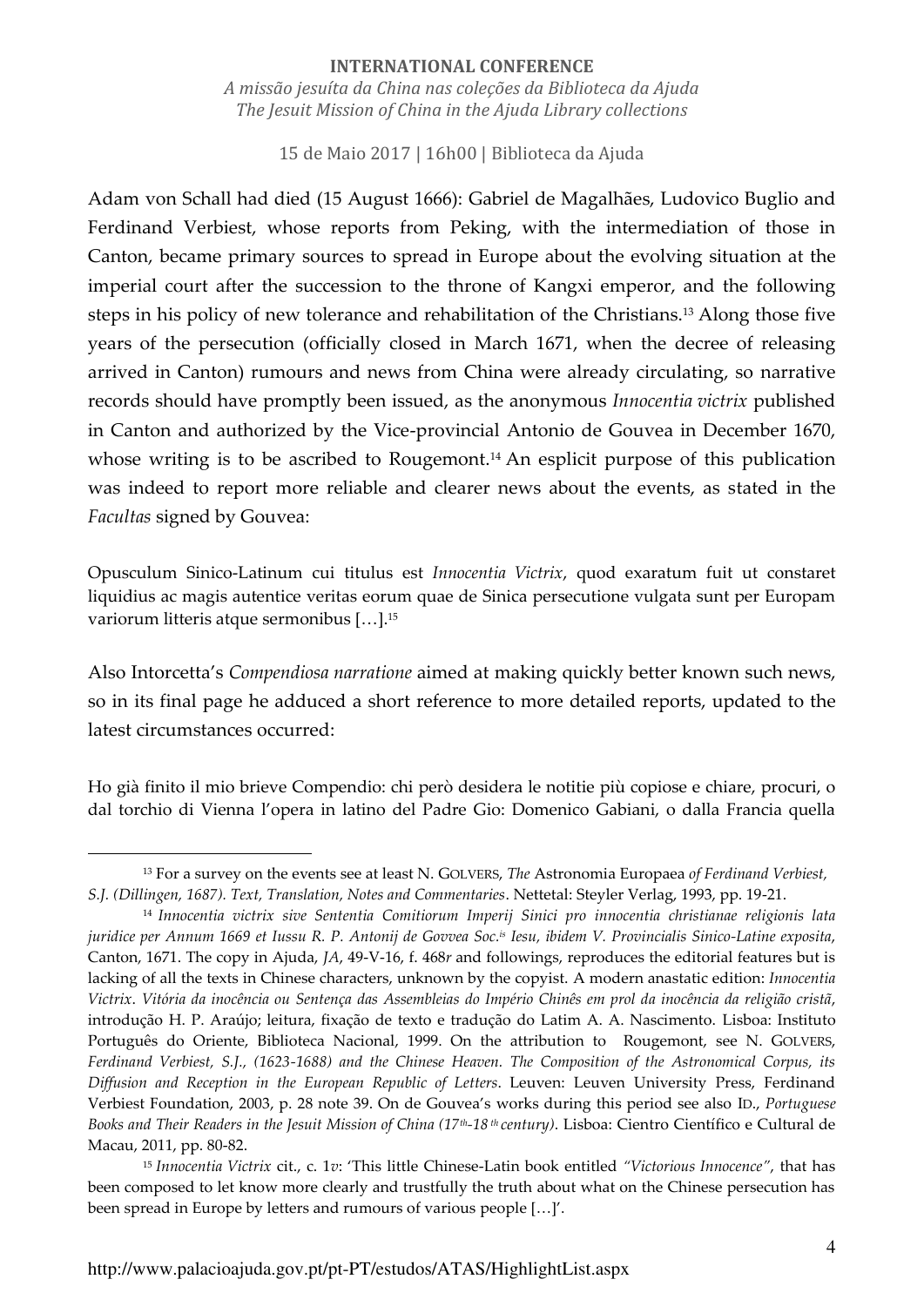Adam von Schall had died (15 August 1666): Gabriel de Magalhães, Ludovico Buglio and Ferdinand Verbiest, whose reports from Peking, with the intermediation of those in Canton, became primary sources to spread in Europe about the evolving situation at the imperial court after the succession to the throne of Kangxi emperor, and the following steps in his policy of new tolerance and rehabilitation of the Christians.[13] Along those five years of the persecution (officially closed in March 1671, when the decree of releasing arrived in Canton) rumours and news from China were already circulating, so narrative records should have promptly been issued, as the anonymous *Innocentia victrix* published in Canton and authorized by the Vice-provincial Antonio de Gouvea in December 1670, whose writing is to be ascribed to Rougemont.[14] An esplicit purpose of this publication was indeed to report more reliable and clearer news about the events, as stated in the *Facultas* signed by Gouvea:

Opusculum Sinico-Latinum cui titulus est *Innocentia Victrix*, quod exaratum fuit ut constaret liquidius ac magis autentice veritas eorum quae de Sinica persecutione vulgata sunt per Europam variorum litteris atque sermonibus […].[15]

Also Intorcetta's *Compendiosa narratione* aimed at making quickly better known such news, so in its final page he adduced a short reference to more detailed reports, updated to the latest circumstances occurred:

Ho già finito il mio brieve Compendio: chi però desidera le notitie più copiose e chiare, procuri, o dal torchio di Vienna l'opera in latino del Padre Gio: Domenico Gabiani, o dalla Francia quella

---

[13] For a survey on the events see at least N. GOLVERS, *The* Astronomia Europaea *of Ferdinand Verbiest, S.J. (Dillingen, 1687). Text, Translation, Notes and Commentaries*. Nettetal: Steyler Verlag, 1993, pp. 19-21.

[14] *Innocentia victrix sive Sententia Comitiorum Imperij Sinici pro innocentia christianae religionis lata juridice per Annum 1669 et Iussu R. P. Antonij de Govvea Soc.is Iesu, ibidem V. Provincialis Sinico-Latine exposita*, Canton, 1671. The copy in Ajuda, *JA*, 49-V-16, f. 468*r* and followings, reproduces the editorial features but is lacking of all the texts in Chinese characters, unknown by the copyist. A modern anastatic edition: *Innocentia Victrix. Vitória da inocência ou Sentença das Assembleias do Império Chinês em prol da inocência da religião cristã*, introdução H. P. Araújo; leitura, fixação de texto e tradução do Latim A. A. Nascimento. Lisboa: Instituto Português do Oriente, Biblioteca Nacional, 1999. On the attribution to Rougemont, see N. GOLVERS, *Ferdinand Verbiest, S.J., (1623-1688) and the Chinese Heaven. The Composition of the Astronomical Corpus, its Diffusion and Reception in the European Republic of Letters*. Leuven: Leuven University Press, Ferdinand Verbiest Foundation, 2003, p. 28 note 39. On de Gouvea's works during this period see also ID., *Portuguese Books and Their Readers in the Jesuit Mission of China (17th-18th century)*. Lisboa: Cientro Científico e Cultural de Macau, 2011, pp. 80-82.

[15] *Innocentia Victrix* cit., c. 1*v*: 'This little Chinese-Latin book entitled *"Victorious Innocence"*, that has been composed to let know more clearly and trustfully the truth about what on the Chinese persecution has been spread in Europe by letters and rumours of various people […]'.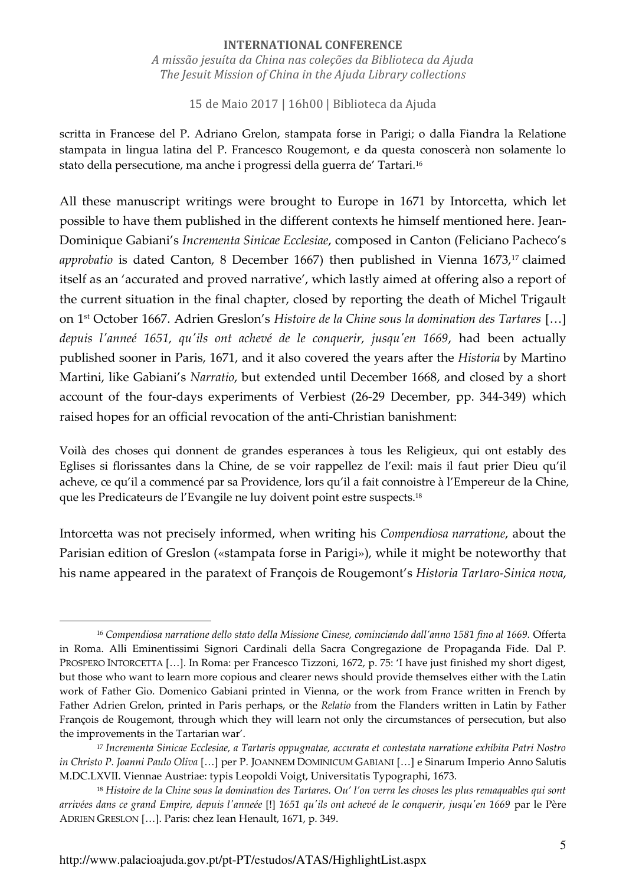scritta in Francese del P. Adriano Grelon, stampata forse in Parigi; o dalla Fiandra la Relatione stampata in lingua latina del P. Francesco Rougemont, e da questa conoscerà non solamente lo stato della persecutione, ma anche i progressi della guerra de' Tartari.[16]

All these manuscript writings were brought to Europe in 1671 by Intorcetta, which let possible to have them published in the different contexts he himself mentioned here. Jean-Dominique Gabiani's *Incrementa Sinicae Ecclesiae*, composed in Canton (Feliciano Pacheco's *approbatio* is dated Canton, 8 December 1667) then published in Vienna 1673,[17] claimed itself as an 'accurated and proved narrative', which lastly aimed at offering also a report of the current situation in the final chapter, closed by reporting the death of Michel Trigault on 1st October 1667. Adrien Greslon's *Histoire de la Chine sous la domination des Tartares* […] *depuis l'anneé 1651, qu'ils ont achevé de le conquerir, jusqu'en 1669*, had been actually published sooner in Paris, 1671, and it also covered the years after the *Historia* by Martino Martini, like Gabiani's *Narratio*, but extended until December 1668, and closed by a short account of the four-days experiments of Verbiest (26-29 December, pp. 344-349) which raised hopes for an official revocation of the anti-Christian banishment:

Voilà des choses qui donnent de grandes esperances à tous les Religieux, qui ont estably des Eglises si florissantes dans la Chine, de se voir rappellez de l'exil: mais il faut prier Dieu qu'il acheve, ce qu'il a commencé par sa Providence, lors qu'il a fait connoistre à l'Empereur de la Chine, que les Predicateurs de l'Evangile ne luy doivent point estre suspects.[18]

Intorcetta was not precisely informed, when writing his *Compendiosa narratione*, about the Parisian edition of Greslon («stampata forse in Parigi»), while it might be noteworthy that his name appeared in the paratext of François de Rougemont's *Historia Tartaro-Sinica nova*,

---

[16] *Compendiosa narratione dello stato della Missione Cinese, cominciando dall'anno 1581 fino al 1669.* Offerta in Roma. Alli Eminentissimi Signori Cardinali della Sacra Congregazione de Propaganda Fide. Dal P. PROSPERO INTORCETTA […]. In Roma: per Francesco Tizzoni, 1672, p. 75: 'I have just finished my short digest, but those who want to learn more copious and clearer news should provide themselves either with the Latin work of Father Gio. Domenico Gabiani printed in Vienna, or the work from France written in French by Father Adrien Grelon, printed in Paris perhaps, or the *Relatio* from the Flanders written in Latin by Father François de Rougemont, through which they will learn not only the circumstances of persecution, but also the improvements in the Tartarian war'.

[17] *Incrementa Sinicae Ecclesiae, a Tartaris oppugnatae, accurata et contestata narratione exhibita Patri Nostro in Christo P. Joanni Paulo Oliva* […] per P. JOANNEM DOMINICUM GABIANI […] e Sinarum Imperio Anno Salutis M.DC.LXVII. Viennae Austriae: typis Leopoldi Voigt, Universitatis Typographi, 1673.

[18] *Histoire de la Chine sous la domination des Tartares. Ou' l'on verra les choses les plus remaquables qui sont arrivées dans ce grand Empire, depuis l'anneée* [!] *1651 qu'ils ont achevé de le conquerir, jusqu'en 1669* par le Père ADRIEN GRESLON […]. Paris: chez Iean Henault, 1671, p. 349.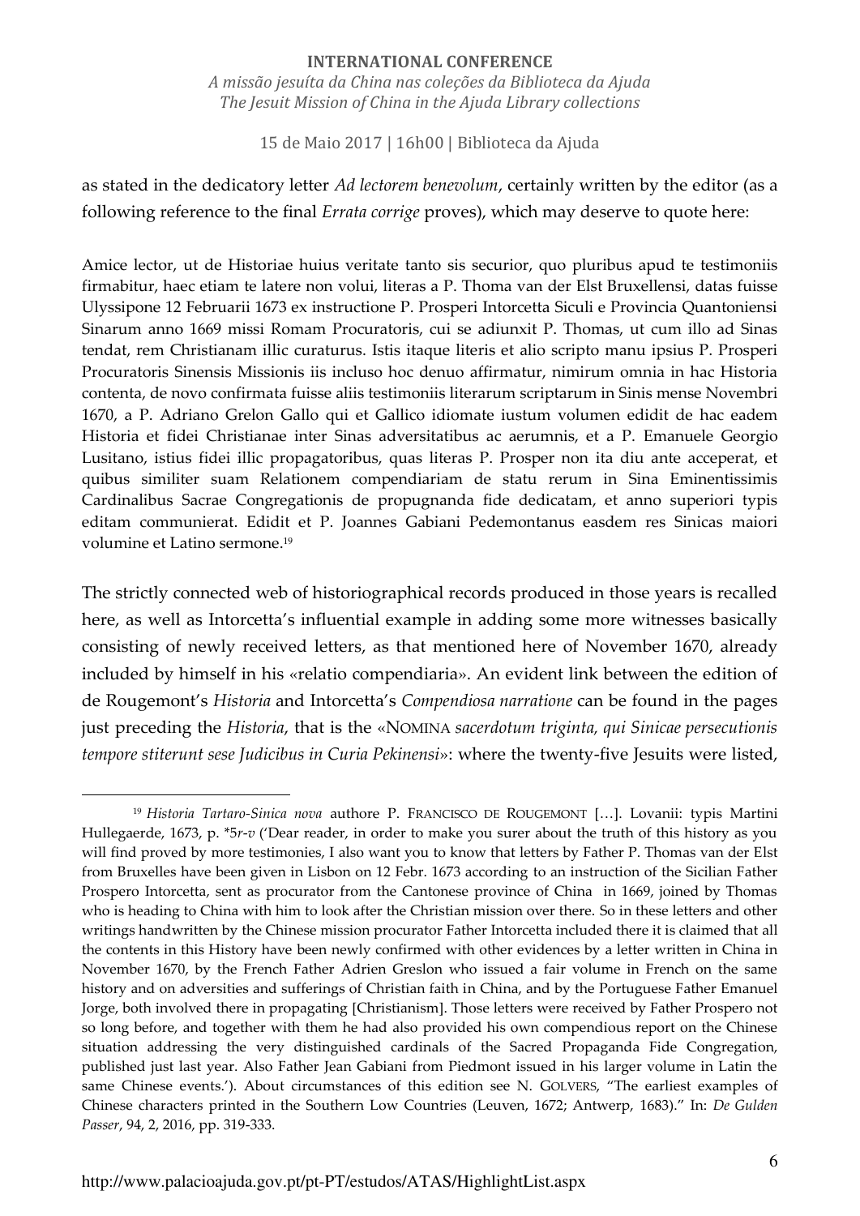as stated in the dedicatory letter *Ad lectorem benevolum*, certainly written by the editor (as a following reference to the final *Errata corrige* proves), which may deserve to quote here:

Amice lector, ut de Historiae huius veritate tanto sis securior, quo pluribus apud te testimoniis firmabitur, haec etiam te latere non volui, literas a P. Thoma van der Elst Bruxellensi, datas fuisse Ulyssipone 12 Februarii 1673 ex instructione P. Prosperi Intorcetta Siculi e Provincia Quantoniensi Sinarum anno 1669 missi Romam Procuratoris, cui se adiunxit P. Thomas, ut cum illo ad Sinas tendat, rem Christianam illic curaturus. Istis itaque literis et alio scripto manu ipsius P. Prosperi Procuratoris Sinensis Missionis iis incluso hoc denuo affirmatur, nimirum omnia in hac Historia contenta, de novo confirmata fuisse aliis testimoniis literarum scriptarum in Sinis mense Novembri 1670, a P. Adriano Grelon Gallo qui et Gallico idiomate iustum volumen edidit de hac eadem Historia et fidei Christianae inter Sinas adversitatibus ac aerumnis, et a P. Emanuele Georgio Lusitano, istius fidei illic propagatoribus, quas literas P. Prosper non ita diu ante acceperat, et quibus similiter suam Relationem compendiariam de statu rerum in Sina Eminentissimis Cardinalibus Sacrae Congregationis de propugnanda fide dedicatam, et anno superiori typis editam communierat. Edidit et P. Joannes Gabiani Pedemontanus easdem res Sinicas maiori volumine et Latino sermone.[19]

The strictly connected web of historiographical records produced in those years is recalled here, as well as Intorcetta's influential example in adding some more witnesses basically consisting of newly received letters, as that mentioned here of November 1670, already included by himself in his «relatio compendiaria». An evident link between the edition of de Rougemont's *Historia* and Intorcetta's *Compendiosa narratione* can be found in the pages just preceding the *Historia*, that is the «NOMINA *sacerdotum triginta, qui Sinicae persecutionis tempore stiterunt sese Judicibus in Curia Pekinensi*»: where the twenty-five Jesuits were listed,

---

[19] *Historia Tartaro-Sinica nova* authore P. FRANCISCO DE ROUGEMONT […]. Lovanii: typis Martini Hullegaerde, 1673, p. \*5*r*-*v* ('Dear reader, in order to make you surer about the truth of this history as you will find proved by more testimonies, I also want you to know that letters by Father P. Thomas van der Elst from Bruxelles have been given in Lisbon on 12 Febr. 1673 according to an instruction of the Sicilian Father Prospero Intorcetta, sent as procurator from the Cantonese province of China in 1669, joined by Thomas who is heading to China with him to look after the Christian mission over there. So in these letters and other writings handwritten by the Chinese mission procurator Father Intorcetta included there it is claimed that all the contents in this History have been newly confirmed with other evidences by a letter written in China in November 1670, by the French Father Adrien Greslon who issued a fair volume in French on the same history and on adversities and sufferings of Christian faith in China, and by the Portuguese Father Emanuel Jorge, both involved there in propagating [Christianism]. Those letters were received by Father Prospero not so long before, and together with them he had also provided his own compendious report on the Chinese situation addressing the very distinguished cardinals of the Sacred Propaganda Fide Congregation, published just last year. Also Father Jean Gabiani from Piedmont issued in his larger volume in Latin the same Chinese events.'). About circumstances of this edition see N. GOLVERS, "The earliest examples of Chinese characters printed in the Southern Low Countries (Leuven, 1672; Antwerp, 1683)." In: *De Gulden Passer*, 94, 2, 2016, pp. 319-333.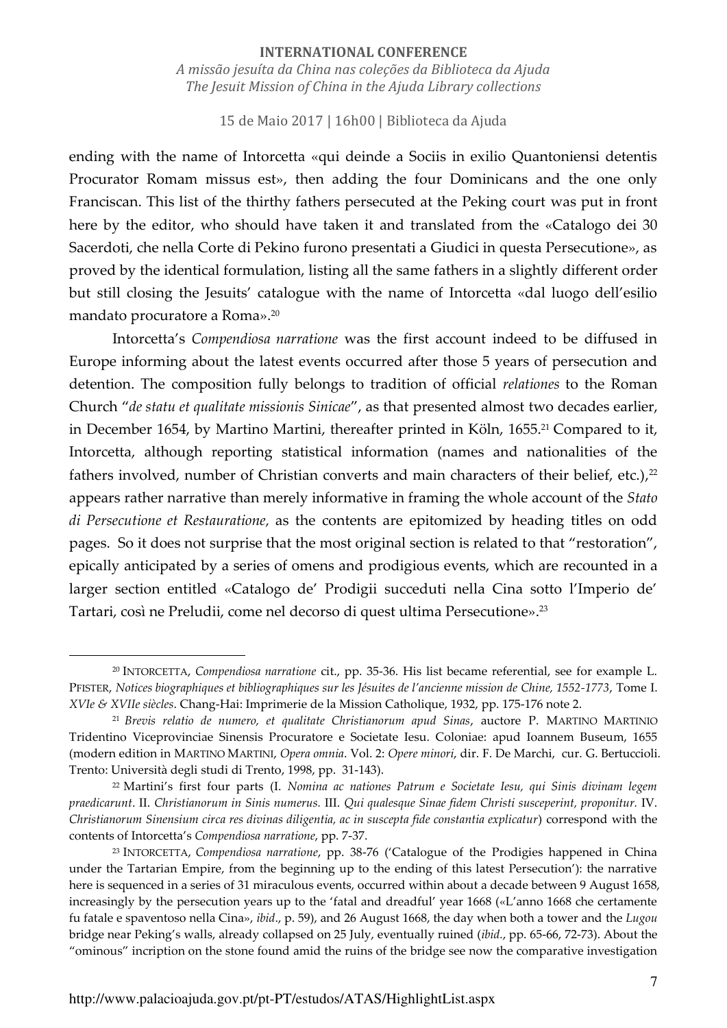ending with the name of Intorcetta «qui deinde a Sociis in exilio Quantoniensi detentis Procurator Romam missus est», then adding the four Dominicans and the one only Franciscan. This list of the thirthy fathers persecuted at the Peking court was put in front here by the editor, who should have taken it and translated from the «Catalogo dei 30 Sacerdoti, che nella Corte di Pekino furono presentati a Giudici in questa Persecutione», as proved by the identical formulation, listing all the same fathers in a slightly different order but still closing the Jesuits' catalogue with the name of Intorcetta «dal luogo dell'esilio mandato procuratore a Roma».[20]

Intorcetta's *Compendiosa narratione* was the first account indeed to be diffused in Europe informing about the latest events occurred after those 5 years of persecution and detention. The composition fully belongs to tradition of official *relationes* to the Roman Church "*de statu et qualitate missionis Sinicae*", as that presented almost two decades earlier, in December 1654, by Martino Martini, thereafter printed in Köln, 1655.[21] Compared to it, Intorcetta, although reporting statistical information (names and nationalities of the fathers involved, number of Christian converts and main characters of their belief, etc.),[22] appears rather narrative than merely informative in framing the whole account of the *Stato di Persecutione et Restauratione,* as the contents are epitomized by heading titles on odd pages. So it does not surprise that the most original section is related to that "restoration", epically anticipated by a series of omens and prodigious events, which are recounted in a larger section entitled «Catalogo de' Prodigii succeduti nella Cina sotto l'Imperio de' Tartari, così ne Preludii, come nel decorso di quest ultima Persecutione».[23]

---

[20] INTORCETTA, *Compendiosa narratione* cit., pp. 35-36. His list became referential, see for example L. PFISTER, *Notices biographiques et bibliographiques sur les Jésuites de l'ancienne mission de Chine, 1552-1773*, Tome I. *XVIe & XVIIe siècles*. Chang-Hai: Imprimerie de la Mission Catholique, 1932, pp. 175-176 note 2.

[21] *Brevis relatio de numero, et qualitate Christianorum apud Sinas*, auctore P. MARTINO MARTINIO Tridentino Viceprovinciae Sinensis Procuratore e Societate Iesu. Coloniae: apud Ioannem Buseum, 1655 (modern edition in MARTINO MARTINI, *Opera omnia*. Vol. 2: *Opere minori*, dir. F. De Marchi, cur. G. Bertuccioli. Trento: Università degli studi di Trento, 1998, pp. 31-143).

[22] Martini's first four parts (I. *Nomina ac nationes Patrum e Societate Iesu, qui Sinis divinam legem praedicarunt*. II. *Christianorum in Sinis numerus.* III. *Qui qualesque Sinae fidem Christi susceperint, proponitur.* IV. *Christianorum Sinensium circa res divinas diligentia, ac in suscepta fide constantia explicatur*) correspond with the contents of Intorcetta's *Compendiosa narratione*, pp. 7-37.

[23] INTORCETTA, *Compendiosa narratione*, pp. 38-76 ('Catalogue of the Prodigies happened in China under the Tartarian Empire, from the beginning up to the ending of this latest Persecution'): the narrative here is sequenced in a series of 31 miraculous events, occurred within about a decade between 9 August 1658, increasingly by the persecution years up to the 'fatal and dreadful' year 1668 («L'anno 1668 che certamente fu fatale e spaventoso nella Cina», *ibid*., p. 59), and 26 August 1668, the day when both a tower and the *Lugou* bridge near Peking's walls, already collapsed on 25 July, eventually ruined (*ibid.*, pp. 65-66, 72-73). About the "ominous" incription on the stone found amid the ruins of the bridge see now the comparative investigation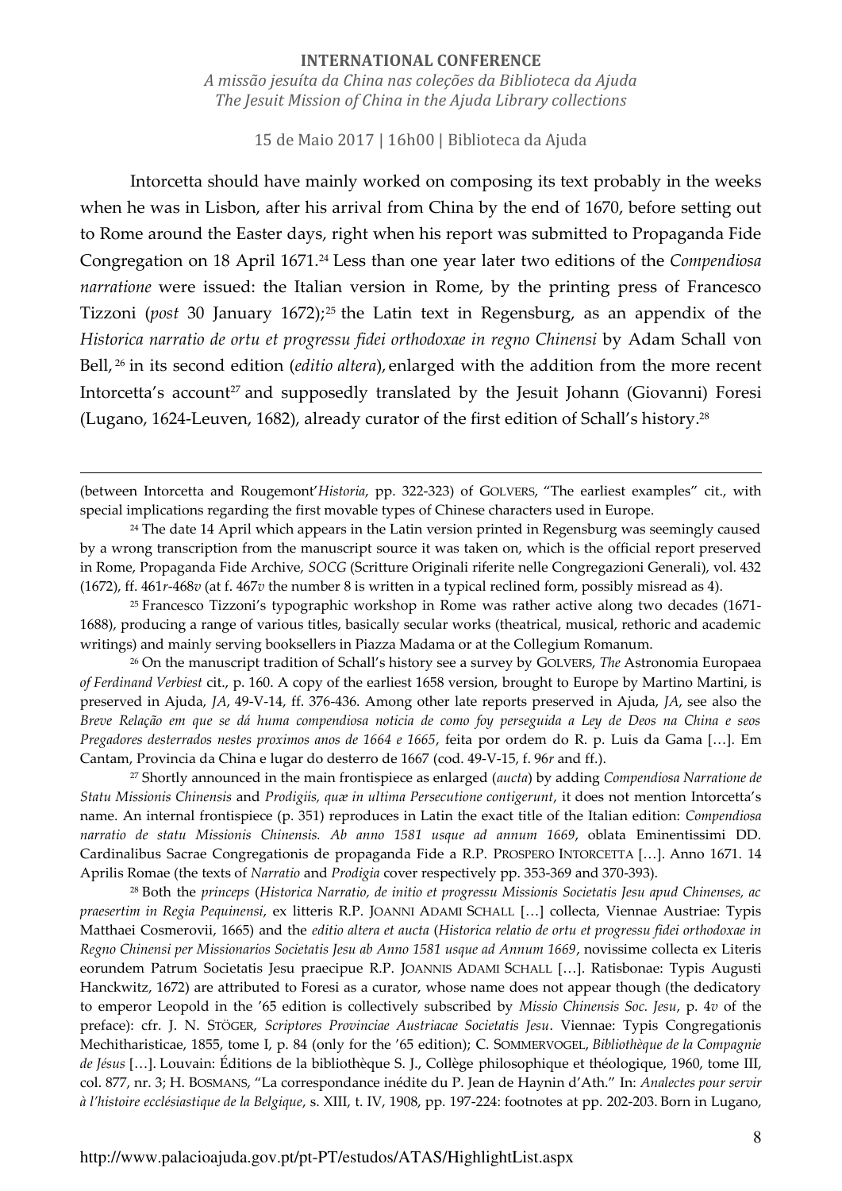Intorcetta should have mainly worked on composing its text probably in the weeks when he was in Lisbon, after his arrival from China by the end of 1670, before setting out to Rome around the Easter days, right when his report was submitted to Propaganda Fide Congregation on 18 April 1671.[24] Less than one year later two editions of the *Compendiosa narratione* were issued: the Italian version in Rome, by the printing press of Francesco Tizzoni (*post* 30 January 1672);[25] the Latin text in Regensburg, as an appendix of the *Historica narratio de ortu et progressu fidei orthodoxae in regno Chinensi* by Adam Schall von Bell,[26] in its second edition (*editio altera*), enlarged with the addition from the more recent Intorcetta's account[27] and supposedly translated by the Jesuit Johann (Giovanni) Foresi (Lugano, 1624-Leuven, 1682), already curator of the first edition of Schall's history.[28]

---

(between Intorcetta and Rougemont'*Historia*, pp. 322-323) of GOLVERS, "The earliest examples" cit., with special implications regarding the first movable types of Chinese characters used in Europe.

[24] The date 14 April which appears in the Latin version printed in Regensburg was seemingly caused by a wrong transcription from the manuscript source it was taken on, which is the official report preserved in Rome, Propaganda Fide Archive, *SOCG* (Scritture Originali riferite nelle Congregazioni Generali), vol. 432 (1672), ff. 461*r*-468*v* (at f. 467*v* the number 8 is written in a typical reclined form, possibly misread as 4).

[25] Francesco Tizzoni's typographic workshop in Rome was rather active along two decades (1671-1688), producing a range of various titles, basically secular works (theatrical, musical, rethoric and academic writings) and mainly serving booksellers in Piazza Madama or at the Collegium Romanum.

[26] On the manuscript tradition of Schall's history see a survey by GOLVERS, *The* Astronomia Europaea *of Ferdinand Verbiest* cit., p. 160. A copy of the earliest 1658 version, brought to Europe by Martino Martini, is preserved in Ajuda, *JA*, 49-V-14, ff. 376-436. Among other late reports preserved in Ajuda, *JA*, see also the *Breve Relação em que se dá huma compendiosa noticia de como foy perseguida a Ley de Deos na China e seos Pregadores desterrados nestes proximos anos de 1664 e 1665*, feita por ordem do R. p. Luis da Gama […]. Em Cantam, Provincia da China e lugar do desterro de 1667 (cod. 49-V-15, f. 96*r* and ff.).

[27] Shortly announced in the main frontispiece as enlarged (*aucta*) by adding *Compendiosa Narratione de Statu Missionis Chinensis* and *Prodigiis, quæ in ultima Persecutione contigerunt*, it does not mention Intorcetta's name. An internal frontispiece (p. 351) reproduces in Latin the exact title of the Italian edition: *Compendiosa narratio de statu Missionis Chinensis. Ab anno 1581 usque ad annum 1669*, oblata Eminentissimi DD. Cardinalibus Sacrae Congregationis de propaganda Fide a R.P. PROSPERO INTORCETTA […]. Anno 1671. 14 Aprilis Romae (the texts of *Narratio* and *Prodigia* cover respectively pp. 353-369 and 370-393).

[28] Both the *princeps* (*Historica Narratio, de initio et progressu Missionis Societatis Jesu apud Chinenses, ac praesertim in Regia Pequinensi*, ex litteris R.P. JOANNI ADAMI SCHALL […] collecta, Viennae Austriae: Typis Matthaei Cosmerovii, 1665) and the *editio altera et aucta* (*Historica relatio de ortu et progressu fidei orthodoxae in Regno Chinensi per Missionarios Societatis Jesu ab Anno 1581 usque ad Annum 1669*, novissime collecta ex Literis eorundem Patrum Societatis Jesu praecipue R.P. JOANNIS ADAMI SCHALL […]. Ratisbonae: Typis Augusti Hanckwitz, 1672) are attributed to Foresi as a curator, whose name does not appear though (the dedicatory to emperor Leopold in the '65 edition is collectively subscribed by *Missio Chinensis Soc. Jesu*, p. 4*v* of the preface): cfr. J. N. STÖGER, *Scriptores Provinciae Austriacae Societatis Jesu*. Viennae: Typis Congregationis Mechitharisticae, 1855, tome I, p. 84 (only for the '65 edition); C. SOMMERVOGEL, *Bibliothèque de la Compagnie de Jésus* […]. Louvain: Éditions de la bibliothèque S. J., Collège philosophique et théologique, 1960, tome III, col. 877, nr. 3; H. BOSMANS, "La correspondance inédite du P. Jean de Haynin d'Ath." In: *Analectes pour servir à l'histoire ecclésiastique de la Belgique*, s. XIII, t. IV, 1908, pp. 197-224: footnotes at pp. 202-203. Born in Lugano,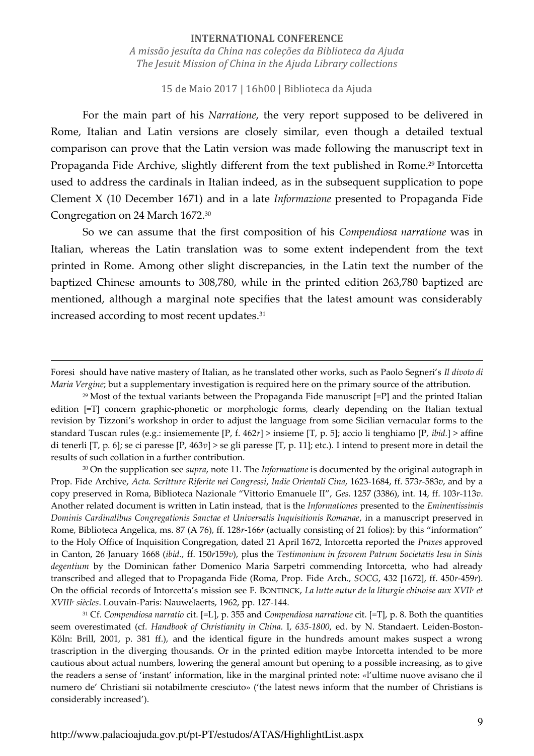For the main part of his *Narratione*, the very report supposed to be delivered in Rome, Italian and Latin versions are closely similar, even though a detailed textual comparison can prove that the Latin version was made following the manuscript text in Propaganda Fide Archive, slightly different from the text published in Rome.[29] Intorcetta used to address the cardinals in Italian indeed, as in the subsequent supplication to pope Clement X (10 December 1671) and in a late *Informazione* presented to Propaganda Fide Congregation on 24 March 1672.[30]

So we can assume that the first composition of his *Compendiosa narratione* was in Italian, whereas the Latin translation was to some extent independent from the text printed in Rome. Among other slight discrepancies, in the Latin text the number of the baptized Chinese amounts to 308,780, while in the printed edition 263,780 baptized are mentioned, although a marginal note specifies that the latest amount was considerably increased according to most recent updates.[31]

---

Foresi should have native mastery of Italian, as he translated other works, such as Paolo Segneri's *Il divoto di Maria Vergine*; but a supplementary investigation is required here on the primary source of the attribution.

[29] Most of the textual variants between the Propaganda Fide manuscript [=P] and the printed Italian edition [=T] concern graphic-phonetic or morphologic forms, clearly depending on the Italian textual revision by Tizzoni's workshop in order to adjust the language from some Sicilian vernacular forms to the standard Tuscan rules (e.g.: insiememente [P, f. 462*r*] > insieme [T, p. 5]; accio li tenghiamo [P, *ibid.*] > affine di tenerli [T, p. 6]; se ci paresse [P, 463*v*] > se gli paresse [T, p. 11]; etc.). I intend to present more in detail the results of such collation in a further contribution.

[30] On the supplication see *supra*, note 11. The *Informatione* is documented by the original autograph in Prop. Fide Archive, *Acta. Scritture Riferite nei Congressi*, *Indie Orientali Cina*, 1623-1684, ff. 573*r*-583*v*, and by a copy preserved in Roma, Biblioteca Nazionale "Vittorio Emanuele II", *Ges.* 1257 (3386), int. 14, ff. 103*r*-113*v*. Another related document is written in Latin instead, that is the *Informationes* presented to the *Eminentissimis Dominis Cardinalibus Congregationis Sanctae et Universalis Inquisitionis Romanae*, in a manuscript preserved in Rome, Biblioteca Angelica, ms. 87 (A 76), ff. 128*r*-166*r* (actually consisting of 21 folios): by this "information" to the Holy Office of Inquisition Congregation, dated 21 April 1672, Intorcetta reported the *Praxes* approved in Canton, 26 January 1668 (*ibid.*, ff. 150*r*159*v*), plus the *Testimonium in favorem Patrum Societatis Iesu in Sinis degentium* by the Dominican father Domenico Maria Sarpetri commending Intorcetta, who had already transcribed and alleged that to Propaganda Fide (Roma, Prop. Fide Arch., *SOCG*, 432 [1672], ff. 450*r*-459*r*). On the official records of Intorcetta's mission see F. BONTINCK, *La lutte autur de la liturgie chinoise aux XVII*e *et XVIII*e *siècles*. Louvain-Paris: Nauwelaerts, 1962, pp. 127-144.

[31] Cf. *Compendiosa narratio* cit. [=L], p. 355 and *Compendiosa narratione* cit. [=T], p. 8. Both the quantities seem overestimated (cf. *Handbook of Christianity in China.* I, *635-1800*, ed. by N. Standaert. Leiden-Boston-Köln: Brill, 2001, p. 381 ff.), and the identical figure in the hundreds amount makes suspect a wrong trascription in the diverging thousands. Or in the printed edition maybe Intorcetta intended to be more cautious about actual numbers, lowering the general amount but opening to a possible increasing, as to give the readers a sense of 'instant' information, like in the marginal printed note: «l'ultime nuove avisano che il numero de' Christiani sii notabilmente cresciuto» ('the latest news inform that the number of Christians is considerably increased').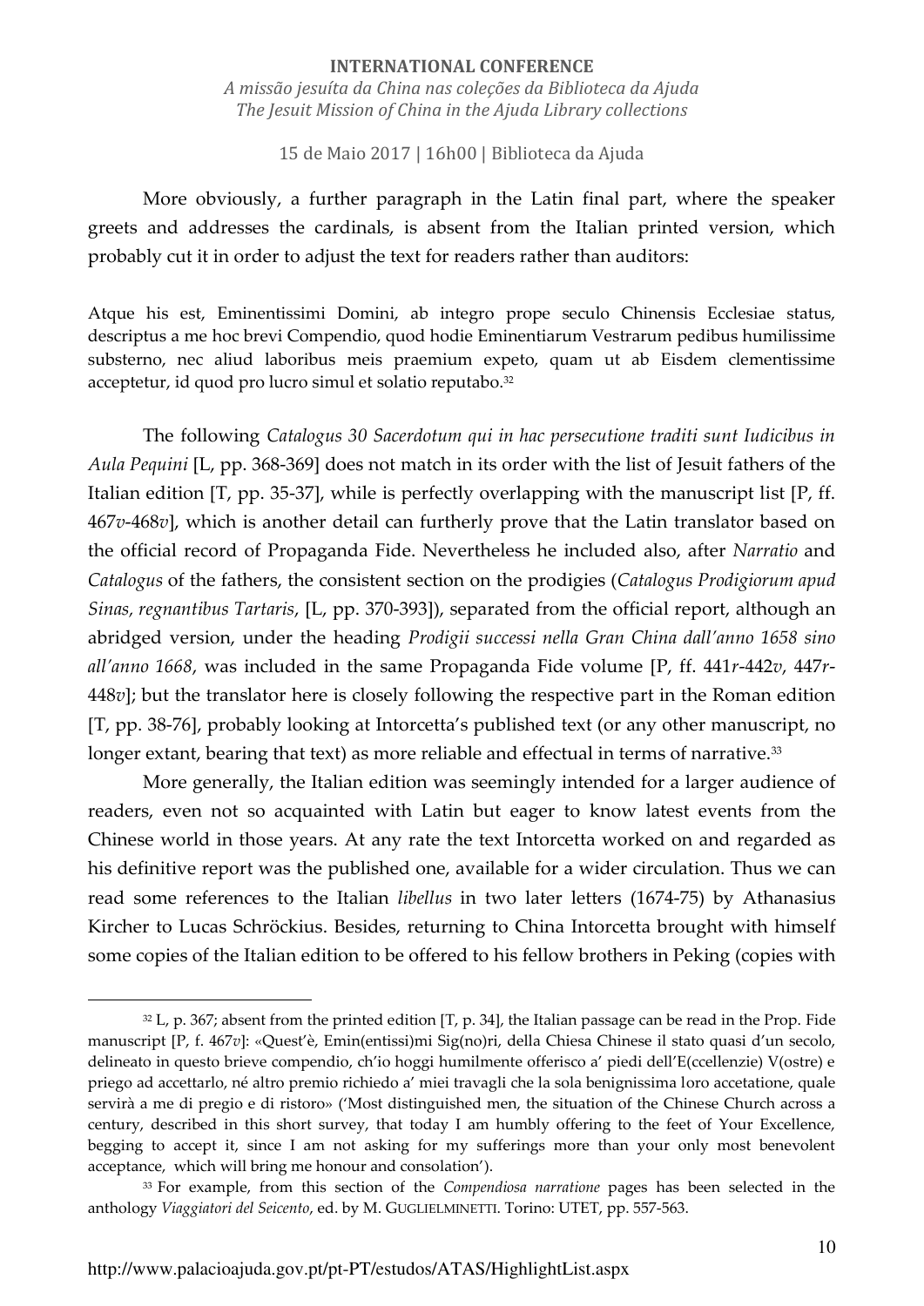More obviously, a further paragraph in the Latin final part, where the speaker greets and addresses the cardinals, is absent from the Italian printed version, which probably cut it in order to adjust the text for readers rather than auditors:

Atque his est, Eminentissimi Domini, ab integro prope seculo Chinensis Ecclesiae status, descriptus a me hoc brevi Compendio, quod hodie Eminentiarum Vestrarum pedibus humilissime substerno, nec aliud laboribus meis praemium expeto, quam ut ab Eisdem clementissime acceptetur, id quod pro lucro simul et solatio reputabo.[32]

The following *Catalogus 30 Sacerdotum qui in hac persecutione traditi sunt Iudicibus in Aula Pequini* [L, pp. 368-369] does not match in its order with the list of Jesuit fathers of the Italian edition [T, pp. 35-37], while is perfectly overlapping with the manuscript list [P, ff. 467*v*-468*v*], which is another detail can furtherly prove that the Latin translator based on the official record of Propaganda Fide. Nevertheless he included also, after *Narratio* and *Catalogus* of the fathers, the consistent section on the prodigies (*Catalogus Prodigiorum apud Sinas, regnantibus Tartaris*, [L, pp. 370-393]), separated from the official report, although an abridged version, under the heading *Prodigii successi nella Gran China dall'anno 1658 sino all'anno 1668*, was included in the same Propaganda Fide volume [P, ff. 441*r*-442*v*, 447*r*-448*v*]; but the translator here is closely following the respective part in the Roman edition [T, pp. 38-76], probably looking at Intorcetta's published text (or any other manuscript, no longer extant, bearing that text) as more reliable and effectual in terms of narrative.[33]

More generally, the Italian edition was seemingly intended for a larger audience of readers, even not so acquainted with Latin but eager to know latest events from the Chinese world in those years. At any rate the text Intorcetta worked on and regarded as his definitive report was the published one, available for a wider circulation. Thus we can read some references to the Italian *libellus* in two later letters (1674-75) by Athanasius Kircher to Lucas Schröckius. Besides, returning to China Intorcetta brought with himself some copies of the Italian edition to be offered to his fellow brothers in Peking (copies with

---

[32] L, p. 367; absent from the printed edition [T, p. 34], the Italian passage can be read in the Prop. Fide manuscript [P, f. 467*v*]: «Quest'è, Emin(entissi)mi Sig(no)ri, della Chiesa Chinese il stato quasi d'un secolo, delineato in questo brieve compendio, ch'io hoggi humilmente offerisco a' piedi dell'E(ccellenzie) V(ostre) e priego ad accettarlo, né altro premio richiedo a' miei travagli che la sola benignissima loro accetatione, quale servirà a me di pregio e di ristoro» ('Most distinguished men, the situation of the Chinese Church across a century, described in this short survey, that today I am humbly offering to the feet of Your Excellence, begging to accept it, since I am not asking for my sufferings more than your only most benevolent acceptance, which will bring me honour and consolation').

[33] For example, from this section of the *Compendiosa narratione* pages has been selected in the anthology *Viaggiatori del Seicento*, ed. by M. GUGLIELMINETTI. Torino: UTET, pp. 557-563.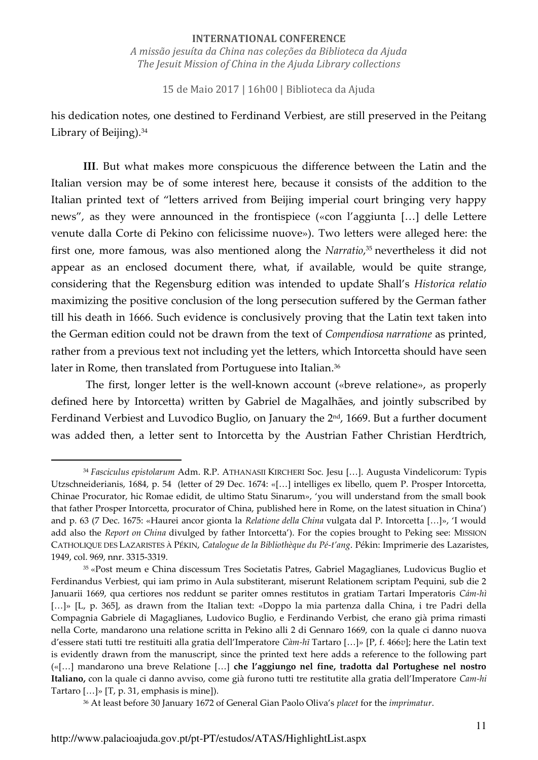his dedication notes, one destined to Ferdinand Verbiest, are still preserved in the Peitang Library of Beijing).[34]

**III**. But what makes more conspicuous the difference between the Latin and the Italian version may be of some interest here, because it consists of the addition to the Italian printed text of "letters arrived from Beijing imperial court bringing very happy news", as they were announced in the frontispiece («con l'aggiunta […] delle Lettere venute dalla Corte di Pekino con felicissime nuove»). Two letters were alleged here: the first one, more famous, was also mentioned along the *Narratio*,[35] nevertheless it did not appear as an enclosed document there, what, if available, would be quite strange, considering that the Regensburg edition was intended to update Shall's *Historica relatio* maximizing the positive conclusion of the long persecution suffered by the German father till his death in 1666. Such evidence is conclusively proving that the Latin text taken into the German edition could not be drawn from the text of *Compendiosa narratione* as printed, rather from a previous text not including yet the letters, which Intorcetta should have seen later in Rome, then translated from Portuguese into Italian.[36]

The first, longer letter is the well-known account («breve relatione», as properly defined here by Intorcetta) written by Gabriel de Magalhães, and jointly subscribed by Ferdinand Verbiest and Luvodico Buglio, on January the 2nd, 1669. But a further document was added then, a letter sent to Intorcetta by the Austrian Father Christian Herdtrich,

---

[34] *Fasciculus epistolarum* Adm. R.P. ATHANASII KIRCHERI Soc. Jesu […]. Augusta Vindelicorum: Typis Utzschneiderianis, 1684, p. 54 (letter of 29 Dec. 1674: «[…] intelliges ex libello, quem P. Prosper Intorcetta, Chinae Procurator, hic Romae edidit, de ultimo Statu Sinarum», 'you will understand from the small book that father Prosper Intorcetta, procurator of China, published here in Rome, on the latest situation in China') and p. 63 (7 Dec. 1675: «Haurei ancor gionta la *Relatione della China* vulgata dal P. Intorcetta […]», 'I would add also the *Report on China* divulged by father Intorcetta'). For the copies brought to Peking see: MISSION CATHOLIQUE DES LAZARISTES À PÉKIN, *Catalogue de la Bibliothèque du Pé-t'ang*. Pékin: Imprimerie des Lazaristes, 1949, col. 969, nnr. 3315-3319.

[35] «Post meum e China discessum Tres Societatis Patres, Gabriel Magaglianes, Ludovicus Buglio et Ferdinandus Verbiest, qui iam primo in Aula substiterant, miserunt Relationem scriptam Pequini, sub die 2 Januarii 1669, qua certiores nos reddunt se pariter omnes restitutos in gratiam Tartari Imperatoris *Cám-hì* […]» [L, p. 365], as drawn from the Italian text: «Doppo la mia partenza dalla China, i tre Padri della Compagnia Gabriele di Magaglianes, Ludovico Buglio, e Ferdinando Verbist, che erano già prima rimasti nella Corte, mandarono una relatione scritta in Pekino alli 2 di Gennaro 1669, con la quale ci danno nuova d'essere stati tutti tre restituiti alla gratia dell'Imperatore *Càm-hī* Tartaro […]» [P, f. 466*v*]; here the Latin text is evidently drawn from the manuscript, since the printed text here adds a reference to the following part («[…] mandarono una breve Relatione […] **che l'aggiungo nel fine, tradotta dal Portughese nel nostro Italiano,** con la quale ci danno avviso, come già furono tutti tre restitutite alla gratia dell'Imperatore *Cam-hi* Tartaro […]» [T, p. 31, emphasis is mine]).

[36] At least before 30 January 1672 of General Gian Paolo Oliva's *placet* for the *imprimatur*.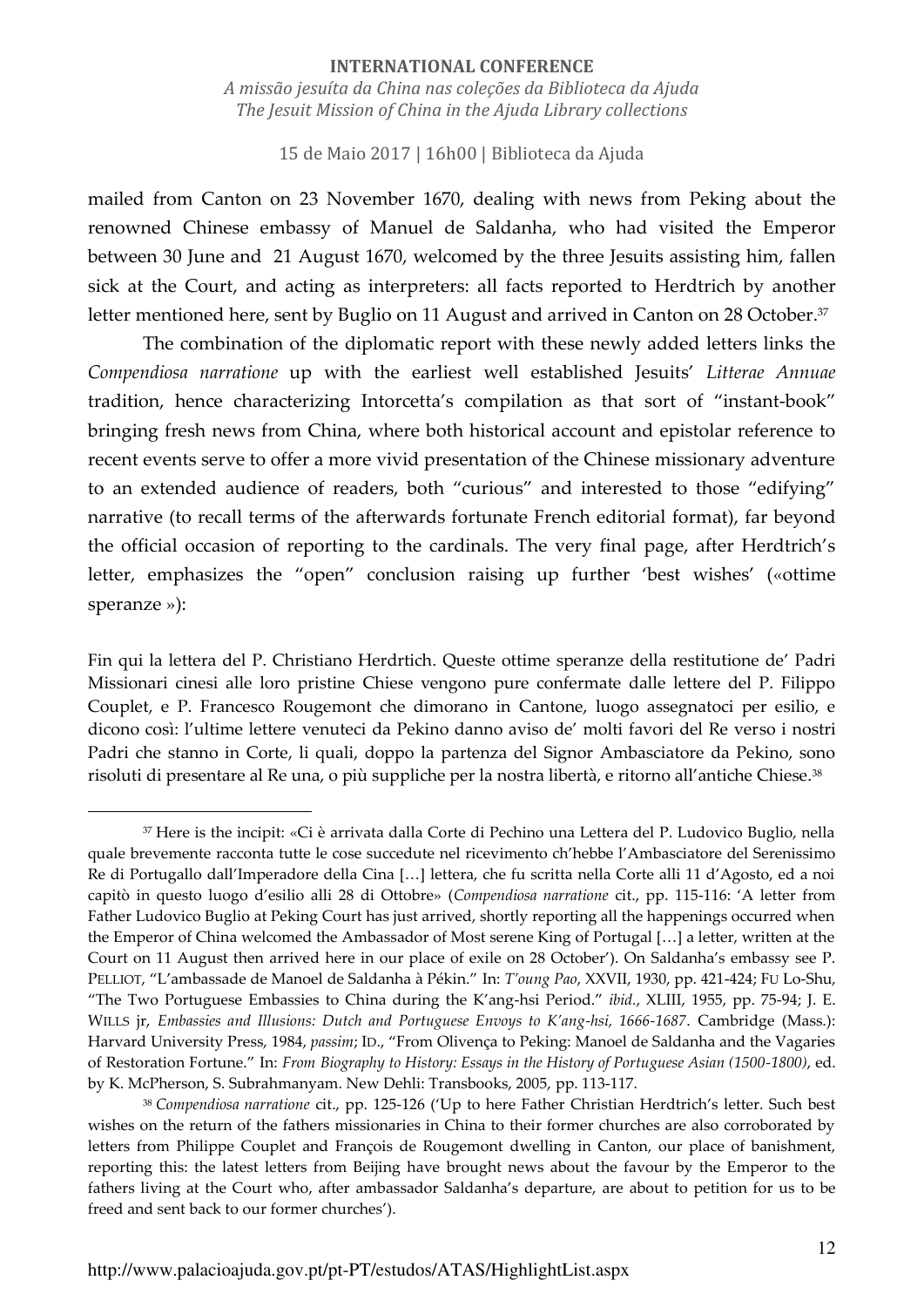mailed from Canton on 23 November 1670, dealing with news from Peking about the renowned Chinese embassy of Manuel de Saldanha, who had visited the Emperor between 30 June and 21 August 1670, welcomed by the three Jesuits assisting him, fallen sick at the Court, and acting as interpreters: all facts reported to Herdtrich by another letter mentioned here, sent by Buglio on 11 August and arrived in Canton on 28 October.[37]

The combination of the diplomatic report with these newly added letters links the *Compendiosa narratione* up with the earliest well established Jesuits' *Litterae Annuae* tradition, hence characterizing Intorcetta's compilation as that sort of "instant-book" bringing fresh news from China, where both historical account and epistolar reference to recent events serve to offer a more vivid presentation of the Chinese missionary adventure to an extended audience of readers, both "curious" and interested to those "edifying" narrative (to recall terms of the afterwards fortunate French editorial format), far beyond the official occasion of reporting to the cardinals. The very final page, after Herdtrich's letter, emphasizes the "open" conclusion raising up further 'best wishes' («ottime speranze »):

Fin qui la lettera del P. Christiano Herdrtich. Queste ottime speranze della restitutione de' Padri Missionari cinesi alle loro pristine Chiese vengono pure confermate dalle lettere del P. Filippo Couplet, e P. Francesco Rougemont che dimorano in Cantone, luogo assegnatoci per esilio, e dicono così: l'ultime lettere venuteci da Pekino danno aviso de' molti favori del Re verso i nostri Padri che stanno in Corte, li quali, doppo la partenza del Signor Ambasciatore da Pekino, sono risoluti di presentare al Re una, o più suppliche per la nostra libertà, e ritorno all'antiche Chiese.[38]

---

[37] Here is the incipit: «Ci è arrivata dalla Corte di Pechino una Lettera del P. Ludovico Buglio, nella quale brevemente racconta tutte le cose succedute nel ricevimento ch'hebbe l'Ambasciatore del Serenissimo Re di Portugallo dall'Imperadore della Cina […] lettera, che fu scritta nella Corte alli 11 d'Agosto, ed a noi capitò in questo luogo d'esilio alli 28 di Ottobre» (*Compendiosa narratione* cit., pp. 115-116: 'A letter from Father Ludovico Buglio at Peking Court has just arrived, shortly reporting all the happenings occurred when the Emperor of China welcomed the Ambassador of Most serene King of Portugal […] a letter, written at the Court on 11 August then arrived here in our place of exile on 28 October'). On Saldanha's embassy see P. PELLIOT, "L'ambassade de Manoel de Saldanha à Pékin." In: *T'oung Pao*, XXVII, 1930, pp. 421-424; FU Lo-Shu, "The Two Portuguese Embassies to China during the K'ang-hsi Period." *ibid.*, XLIII, 1955, pp. 75-94; J. E. WILLS jr, *Embassies and Illusions: Dutch and Portuguese Envoys to K'ang-hsi, 1666-1687*. Cambridge (Mass.): Harvard University Press, 1984, *passim*; ID., "From Olivença to Peking: Manoel de Saldanha and the Vagaries of Restoration Fortune." In: *From Biography to History: Essays in the History of Portuguese Asian (1500-1800)*, ed. by K. McPherson, S. Subrahmanyam. New Dehli: Transbooks, 2005, pp. 113-117.

[38] *Compendiosa narratione* cit., pp. 125-126 ('Up to here Father Christian Herdtrich's letter. Such best wishes on the return of the fathers missionaries in China to their former churches are also corroborated by letters from Philippe Couplet and François de Rougemont dwelling in Canton, our place of banishment, reporting this: the latest letters from Beijing have brought news about the favour by the Emperor to the fathers living at the Court who, after ambassador Saldanha's departure, are about to petition for us to be freed and sent back to our former churches').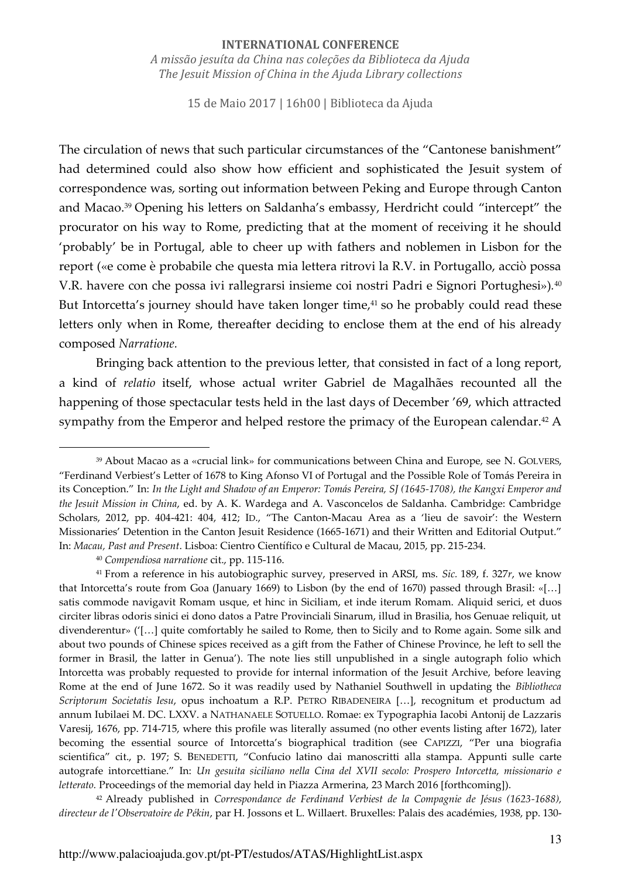The circulation of news that such particular circumstances of the "Cantonese banishment" had determined could also show how efficient and sophisticated the Jesuit system of correspondence was, sorting out information between Peking and Europe through Canton and Macao.[39] Opening his letters on Saldanha's embassy, Herdricht could "intercept" the procurator on his way to Rome, predicting that at the moment of receiving it he should 'probably' be in Portugal, able to cheer up with fathers and noblemen in Lisbon for the report («e come è probabile che questa mia lettera ritrovi la R.V. in Portugallo, acciò possa V.R. havere con che possa ivi rallegrarsi insieme coi nostri Padri e Signori Portughesi»).[40] But Intorcetta's journey should have taken longer time,[41] so he probably could read these letters only when in Rome, thereafter deciding to enclose them at the end of his already composed *Narratione*.

Bringing back attention to the previous letter, that consisted in fact of a long report, a kind of *relatio* itself, whose actual writer Gabriel de Magalhães recounted all the happening of those spectacular tests held in the last days of December '69, which attracted sympathy from the Emperor and helped restore the primacy of the European calendar.[42] A

---

[39] About Macao as a «crucial link» for communications between China and Europe, see N. GOLVERS, "Ferdinand Verbiest's Letter of 1678 to King Afonso VI of Portugal and the Possible Role of Tomás Pereira in its Conception." In: *In the Light and Shadow of an Emperor: Tomás Pereira, SJ (1645-1708), the Kangxi Emperor and the Jesuit Mission in China*, ed. by A. K. Wardega and A. Vasconcelos de Saldanha. Cambridge: Cambridge Scholars, 2012, pp. 404-421: 404, 412; ID., "The Canton-Macau Area as a 'lieu de savoir': the Western Missionaries' Detention in the Canton Jesuit Residence (1665-1671) and their Written and Editorial Output." In: *Macau, Past and Present*. Lisboa: Cientro Científico e Cultural de Macau, 2015, pp. 215-234.

[40] *Compendiosa narratione* cit., pp. 115-116.

[41] From a reference in his autobiographic survey, preserved in ARSI, ms. *Sic.* 189, f. 327*r*, we know that Intorcetta's route from Goa (January 1669) to Lisbon (by the end of 1670) passed through Brasil: «[…] satis commode navigavit Romam usque, et hinc in Siciliam, et inde iterum Romam. Aliquid serici, et duos circiter libras odoris sinici ei dono datos a Patre Provinciali Sinarum, illud in Brasilia, hos Genuae reliquit, ut divenderentur» ('[…] quite comfortably he sailed to Rome, then to Sicily and to Rome again. Some silk and about two pounds of Chinese spices received as a gift from the Father of Chinese Province, he left to sell the former in Brasil, the latter in Genua'). The note lies still unpublished in a single autograph folio which Intorcetta was probably requested to provide for internal information of the Jesuit Archive, before leaving Rome at the end of June 1672. So it was readily used by Nathaniel Southwell in updating the *Bibliotheca Scriptorum Societatis Iesu*, opus inchoatum a R.P. PETRO RIBADENEIRA […], recognitum et productum ad annum Iubilaei M. DC. LXXV. a NATHANAELE SOTUELLO. Romae: ex Typographia Iacobi Antonij de Lazzaris Varesij, 1676, pp. 714-715, where this profile was literally assumed (no other events listing after 1672), later becoming the essential source of Intorcetta's biographical tradition (see CAPIZZI, "Per una biografia scientifica" cit., p. 197; S. BENEDETTI, "Confucio latino dai manoscritti alla stampa. Appunti sulle carte autografe intorcettiane." In: *Un gesuita siciliano nella Cina del XVII secolo: Prospero Intorcetta, missionario e letterato.* Proceedings of the memorial day held in Piazza Armerina, 23 March 2016 [forthcoming]).

[42] Already published in *Correspondance de Ferdinand Verbiest de la Compagnie de Jésus (1623-1688), directeur de l'Observatoire de Pékin*, par H. Jossons et L. Willaert. Bruxelles: Palais des académies, 1938, pp. 130-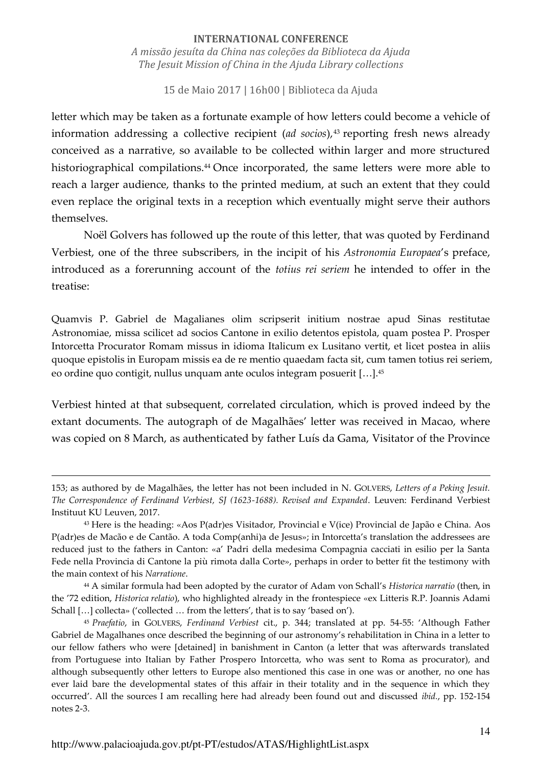letter which may be taken as a fortunate example of how letters could become a vehicle of information addressing a collective recipient (*ad socios*),[43] reporting fresh news already conceived as a narrative, so available to be collected within larger and more structured historiographical compilations.[44] Once incorporated, the same letters were more able to reach a larger audience, thanks to the printed medium, at such an extent that they could even replace the original texts in a reception which eventually might serve their authors themselves.

Noël Golvers has followed up the route of this letter, that was quoted by Ferdinand Verbiest, one of the three subscribers, in the incipit of his *Astronomia Europaea*'s preface, introduced as a forerunning account of the *totius rei seriem* he intended to offer in the treatise:

Quamvis P. Gabriel de Magalianes olim scripserit initium nostrae apud Sinas restitutae Astronomiae, missa scilicet ad socios Cantone in exilio detentos epistola, quam postea P. Prosper Intorcetta Procurator Romam missus in idioma Italicum ex Lusitano vertit, et licet postea in aliis quoque epistolis in Europam missis ea de re mentio quaedam facta sit, cum tamen totius rei seriem, eo ordine quo contigit, nullus unquam ante oculos integram posuerit […].[45]

Verbiest hinted at that subsequent, correlated circulation, which is proved indeed by the extant documents. The autograph of de Magalhães' letter was received in Macao, where was copied on 8 March, as authenticated by father Luís da Gama, Visitator of the Province

---

153; as authored by de Magalhães, the letter has not been included in N. GOLVERS, *Letters of a Peking Jesuit. The Correspondence of Ferdinand Verbiest, SJ (1623-1688). Revised and Expanded*. Leuven: Ferdinand Verbiest Instituut KU Leuven, 2017.

[43] Here is the heading: «Aos P(adr)es Visitador, Provincial e V(ice) Provincial de Japão e China. Aos P(adr)es de Macão e de Cantão. A toda Comp(anhi)a de Jesus»; in Intorcetta's translation the addressees are reduced just to the fathers in Canton: «a' Padri della medesima Compagnia cacciati in esilio per la Santa Fede nella Provincia di Cantone la più rimota dalla Corte», perhaps in order to better fit the testimony with the main context of his *Narratione*.

[44] A similar formula had been adopted by the curator of Adam von Schall's *Historica narratio* (then, in the '72 edition, *Historica relatio*), who highlighted already in the frontespiece «ex Litteris R.P. Joannis Adami Schall […] collecta» ('collected … from the letters', that is to say 'based on').

[45] *Praefatio*, in GOLVERS, *Ferdinand Verbiest* cit., p. 344; translated at pp. 54-55: 'Although Father Gabriel de Magalhanes once described the beginning of our astronomy's rehabilitation in China in a letter to our fellow fathers who were [detained] in banishment in Canton (a letter that was afterwards translated from Portuguese into Italian by Father Prospero Intorcetta, who was sent to Roma as procurator), and although subsequently other letters to Europe also mentioned this case in one was or another, no one has ever laid bare the developmental states of this affair in their totality and in the sequence in which they occurred'. All the sources I am recalling here had already been found out and discussed *ibid.*, pp. 152-154 notes 2-3.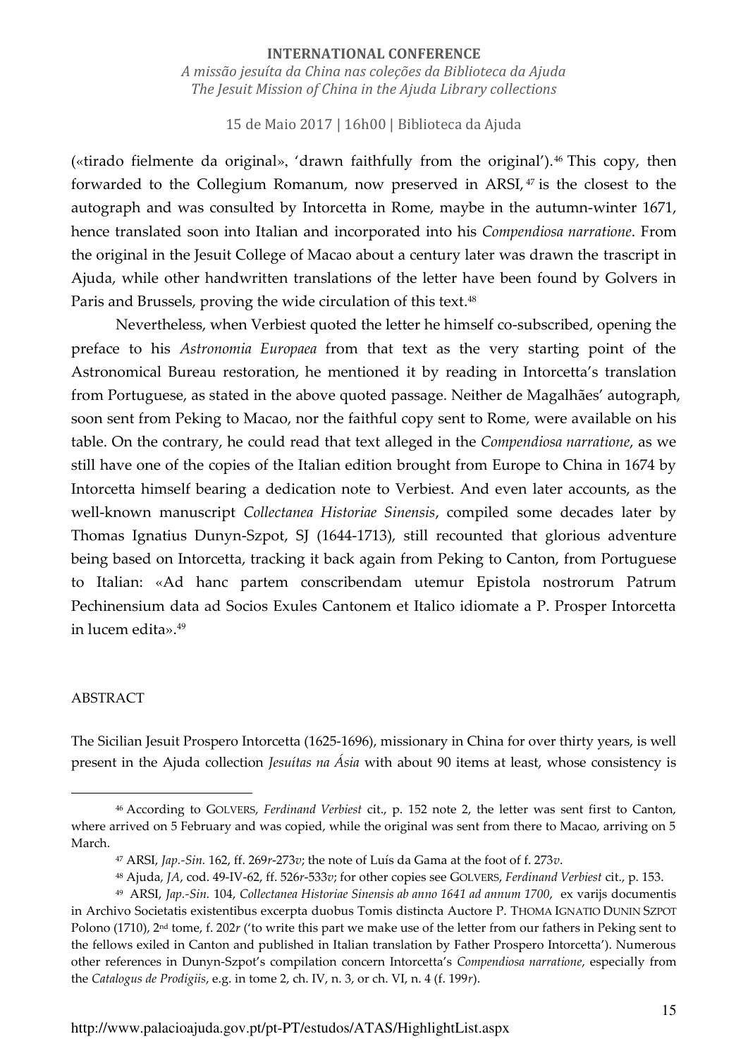(«tirado fielmente da original», 'drawn faithfully from the original').[46] This copy, then forwarded to the Collegium Romanum, now preserved in ARSI,[47] is the closest to the autograph and was consulted by Intorcetta in Rome, maybe in the autumn-winter 1671, hence translated soon into Italian and incorporated into his *Compendiosa narratione*. From the original in the Jesuit College of Macao about a century later was drawn the trascript in Ajuda, while other handwritten translations of the letter have been found by Golvers in Paris and Brussels, proving the wide circulation of this text.[48]

Nevertheless, when Verbiest quoted the letter he himself co-subscribed, opening the preface to his *Astronomia Europaea* from that text as the very starting point of the Astronomical Bureau restoration, he mentioned it by reading in Intorcetta's translation from Portuguese, as stated in the above quoted passage. Neither de Magalhães' autograph, soon sent from Peking to Macao, nor the faithful copy sent to Rome, were available on his table. On the contrary, he could read that text alleged in the *Compendiosa narratione*, as we still have one of the copies of the Italian edition brought from Europe to China in 1674 by Intorcetta himself bearing a dedication note to Verbiest. And even later accounts, as the well-known manuscript *Collectanea Historiae Sinensis*, compiled some decades later by Thomas Ignatius Dunyn-Szpot, SJ (1644-1713), still recounted that glorious adventure being based on Intorcetta, tracking it back again from Peking to Canton, from Portuguese to Italian: «Ad hanc partem conscribendam utemur Epistola nostrorum Patrum Pechinensium data ad Socios Exules Cantonem et Italico idiomate a P. Prosper Intorcetta in lucem edita».[49]

## ABSTRACT

The Sicilian Jesuit Prospero Intorcetta (1625-1696), missionary in China for over thirty years, is well present in the Ajuda collection *Jesuítas na Ásia* with about 90 items at least, whose consistency is

---

[46] According to GOLVERS, *Ferdinand Verbiest* cit., p. 152 note 2, the letter was sent first to Canton, where arrived on 5 February and was copied, while the original was sent from there to Macao, arriving on 5 March.

[47] ARSI, *Jap.-Sin.* 162, ff. 269*r*-273*v*; the note of Luís da Gama at the foot of f. 273*v*.

[48] Ajuda, *JA*, cod. 49-IV-62, ff. 526*r*-533*v*; for other copies see GOLVERS, *Ferdinand Verbiest* cit., p. 153.

[49] ARSI, *Jap.-Sin.* 104, *Collectanea Historiae Sinensis ab anno 1641 ad annum 1700*, ex varijs documentis in Archivo Societatis existentibus excerpta duobus Tomis distincta Auctore P. THOMA IGNATIO DUNIN SZPOT Polono (1710), 2nd tome, f. 202*r* ('to write this part we make use of the letter from our fathers in Peking sent to the fellows exiled in Canton and published in Italian translation by Father Prospero Intorcetta'). Numerous other references in Dunyn-Szpot's compilation concern Intorcetta's *Compendiosa narratione*, especially from the *Catalogus de Prodigiis*, e.g. in tome 2, ch. IV, n. 3, or ch. VI, n. 4 (f. 199*r*).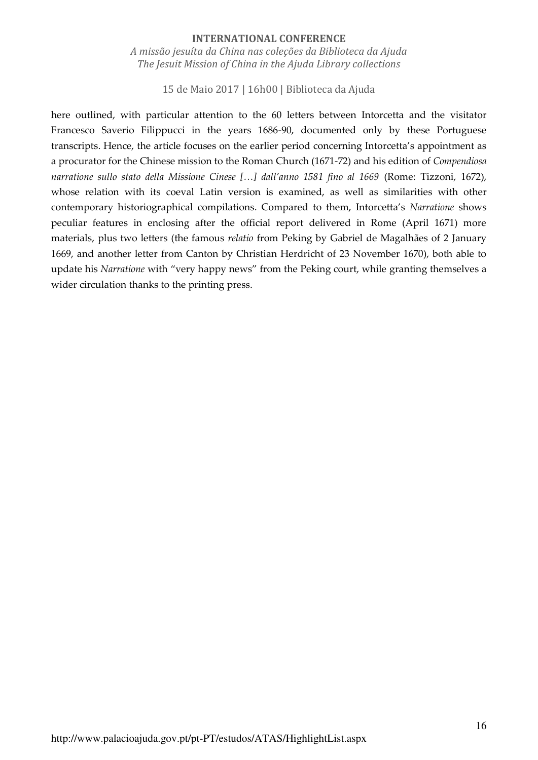here outlined, with particular attention to the 60 letters between Intorcetta and the visitator Francesco Saverio Filippucci in the years 1686-90, documented only by these Portuguese transcripts. Hence, the article focuses on the earlier period concerning Intorcetta's appointment as a procurator for the Chinese mission to the Roman Church (1671-72) and his edition of *Compendiosa narratione sullo stato della Missione Cinese […] dall'anno 1581 fino al 1669* (Rome: Tizzoni, 1672), whose relation with its coeval Latin version is examined, as well as similarities with other contemporary historiographical compilations. Compared to them, Intorcetta's *Narratione* shows peculiar features in enclosing after the official report delivered in Rome (April 1671) more materials, plus two letters (the famous *relatio* from Peking by Gabriel de Magalhães of 2 January 1669, and another letter from Canton by Christian Herdricht of 23 November 1670), both able to update his *Narratione* with "very happy news" from the Peking court, while granting themselves a wider circulation thanks to the printing press.